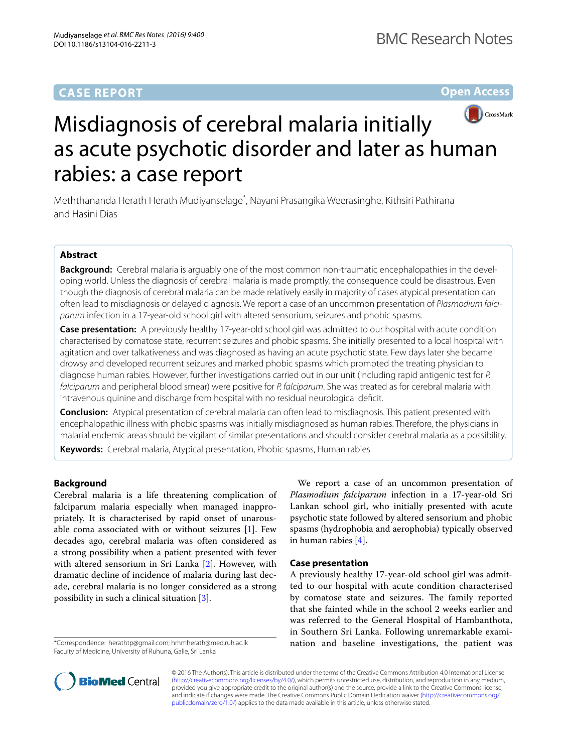CASE REPORT

Open Access

# Misdiagnosis of cerebral malaria initially as acute psychotic disorder and later as human rabies: a case report

Meththananda Herath Herath Mudiyanselage*, Nayani Prasangika Weerasinghe, Kithsiri Pathirana and Hasini Dias

## Abstract

**Background:** Cerebral malaria is arguably one of the most common non-traumatic encephalopathies in the developing world. Unless the diagnosis of cerebral malaria is made promptly, the consequence could be disastrous. Even though the diagnosis of cerebral malaria can be made relatively easily in majority of cases atypical presentation can often lead to misdiagnosis or delayed diagnosis. We report a case of an uncommon presentation of *Plasmodium falciparum* infection in a 17-year-old school girl with altered sensorium, seizures and phobic spasms.

**Case presentation:** A previously healthy 17-year-old school girl was admitted to our hospital with acute condition characterised by comatose state, recurrent seizures and phobic spasms. She initially presented to a local hospital with agitation and over talkativeness and was diagnosed as having an acute psychotic state. Few days later she became drowsy and developed recurrent seizures and marked phobic spasms which prompted the treating physician to diagnose human rabies. However, further investigations carried out in our unit (including rapid antigenic test for *P. falciparum* and peripheral blood smear) were positive for *P. falciparum*. She was treated as for cerebral malaria with intravenous quinine and discharge from hospital with no residual neurological deficit.

**Conclusion:** Atypical presentation of cerebral malaria can often lead to misdiagnosis. This patient presented with encephalopathic illness with phobic spasms was initially misdiagnosed as human rabies. Therefore, the physicians in malarial endemic areas should be vigilant of similar presentations and should consider cerebral malaria as a possibility.

**Keywords:** Cerebral malaria, Atypical presentation, Phobic spasms, Human rabies

## Background

Cerebral malaria is a life threatening complication of falciparum malaria especially when managed inappropriately. It is characterised by rapid onset of unarousable coma associated with or without seizures [1]. Few decades ago, cerebral malaria was often considered as a strong possibility when a patient presented with fever with altered sensorium in Sri Lanka [2]. However, with dramatic decline of incidence of malaria during last decade, cerebral malaria is no longer considered as a strong possibility in such a clinical situation [3].

We report a case of an uncommon presentation of *Plasmodium falciparum* infection in a 17-year-old Sri Lankan school girl, who initially presented with acute psychotic state followed by altered sensorium and phobic spasms (hydrophobia and aerophobia) typically observed in human rabies [4].

## Case presentation

A previously healthy 17-year-old school girl was admitted to our hospital with acute condition characterised by comatose state and seizures. The family reported that she fainted while in the school 2 weeks earlier and was referred to the General Hospital of Hambanthota, in Southern Sri Lanka. Following unremarkable examination and baseline investigations, the patient was

*Correspondence: herathtp@gmail.com; hmmherath@med.ruh.ac.lk
Faculty of Medicine, University of Ruhuna, Galle, Sri Lanka

© 2016 The Author(s). This article is distributed under the terms of the Creative Commons Attribution 4.0 International License (http://creativecommons.org/licenses/by/4.0/), which permits unrestricted use, distribution, and reproduction in any medium, provided you give appropriate credit to the original author(s) and the source, provide a link to the Creative Commons license, and indicate if changes were made. The Creative Commons Public Domain Dedication waiver (http://creativecommons.org/publicdomain/zero/1.0/) applies to the data made available in this article, unless otherwise stated.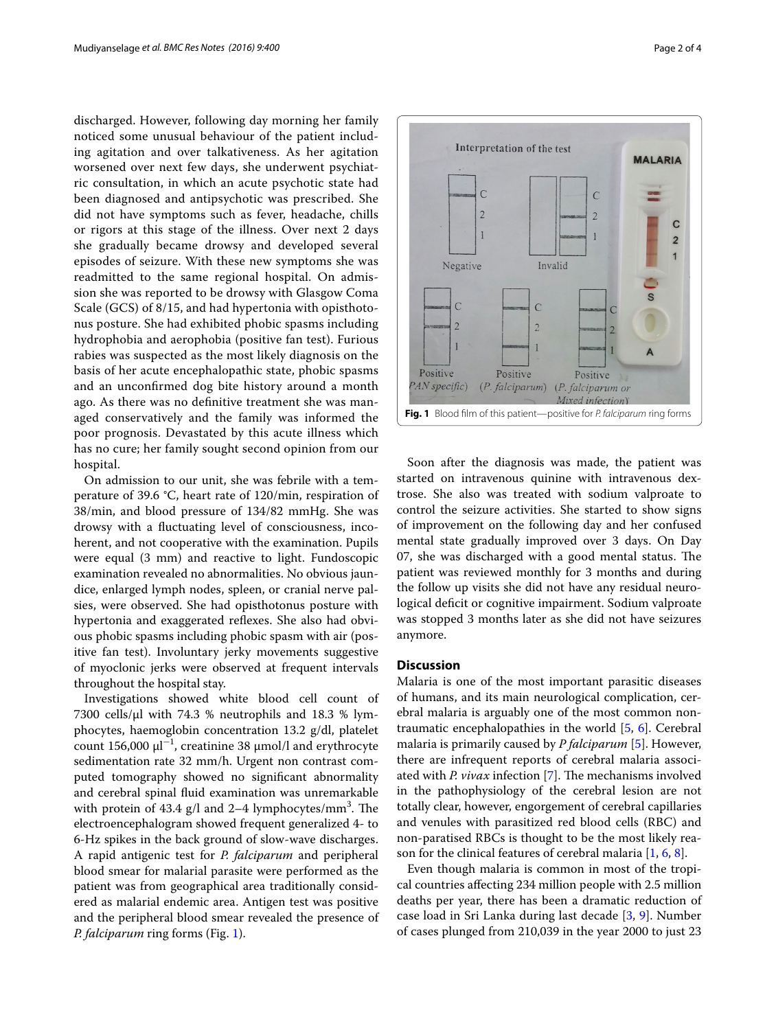discharged. However, following day morning her family noticed some unusual behaviour of the patient including agitation and over talkativeness. As her agitation worsened over next few days, she underwent psychiatric consultation, in which an acute psychotic state had been diagnosed and antipsychotic was prescribed. She did not have symptoms such as fever, headache, chills or rigors at this stage of the illness. Over next 2 days she gradually became drowsy and developed several episodes of seizure. With these new symptoms she was readmitted to the same regional hospital. On admission she was reported to be drowsy with Glasgow Coma Scale (GCS) of 8/15, and had hypertonia with opisthotonus posture. She had exhibited phobic spasms including hydrophobia and aerophobia (positive fan test). Furious rabies was suspected as the most likely diagnosis on the basis of her acute encephalopathic state, phobic spasms and an unconfirmed dog bite history around a month ago. As there was no definitive treatment she was managed conservatively and the family was informed the poor prognosis. Devastated by this acute illness which has no cure; her family sought second opinion from our hospital.

On admission to our unit, she was febrile with a temperature of 39.6 °C, heart rate of 120/min, respiration of 38/min, and blood pressure of 134/82 mmHg. She was drowsy with a fluctuating level of consciousness, incoherent, and not cooperative with the examination. Pupils were equal (3 mm) and reactive to light. Fundoscopic examination revealed no abnormalities. No obvious jaundice, enlarged lymph nodes, spleen, or cranial nerve palsies, were observed. She had opisthotonus posture with hypertonia and exaggerated reflexes. She also had obvious phobic spasms including phobic spasm with air (positive fan test). Involuntary jerky movements suggestive of myoclonic jerks were observed at frequent intervals throughout the hospital stay.

Investigations showed white blood cell count of 7300 cells/μl with 74.3 % neutrophils and 18.3 % lymphocytes, haemoglobin concentration 13.2 g/dl, platelet count 156,000 $\mu l^{-1}$, creatinine 38 μmol/l and erythrocyte sedimentation rate 32 mm/h. Urgent non contrast computed tomography showed no significant abnormality and cerebral spinal fluid examination was unremarkable with protein of 43.4 g/l and 2–4 lymphocytes/$mm^3$. The electroencephalogram showed frequent generalized 4- to 6-Hz spikes in the back ground of slow-wave discharges. A rapid antigenic test for *P. falciparum* and peripheral blood smear for malarial parasite were performed as the patient was from geographical area traditionally considered as malarial endemic area. Antigen test was positive and the peripheral blood smear revealed the presence of *P. falciparum* ring forms (Fig. 1).

**Fig. 1** Blood film of this patient—positive for *P. falciparum* ring forms

Soon after the diagnosis was made, the patient was started on intravenous quinine with intravenous dextrose. She also was treated with sodium valproate to control the seizure activities. She started to show signs of improvement on the following day and her confused mental state gradually improved over 3 days. On Day 07, she was discharged with a good mental status. The patient was reviewed monthly for 3 months and during the follow up visits she did not have any residual neurological deficit or cognitive impairment. Sodium valproate was stopped 3 months later as she did not have seizures anymore.

## Discussion

Malaria is one of the most important parasitic diseases of humans, and its main neurological complication, cerebral malaria is arguably one of the most common non-traumatic encephalopathies in the world [5, 6]. Cerebral malaria is primarily caused by *P falciparum* [5]. However, there are infrequent reports of cerebral malaria associated with *P. vivax* infection [7]. The mechanisms involved in the pathophysiology of the cerebral lesion are not totally clear, however, engorgement of cerebral capillaries and venules with parasitized red blood cells (RBC) and non-paratised RBCs is thought to be the most likely reason for the clinical features of cerebral malaria [1, 6, 8].

Even though malaria is common in most of the tropical countries affecting 234 million people with 2.5 million deaths per year, there has been a dramatic reduction of case load in Sri Lanka during last decade [3, 9]. Number of cases plunged from 210,039 in the year 2000 to just 23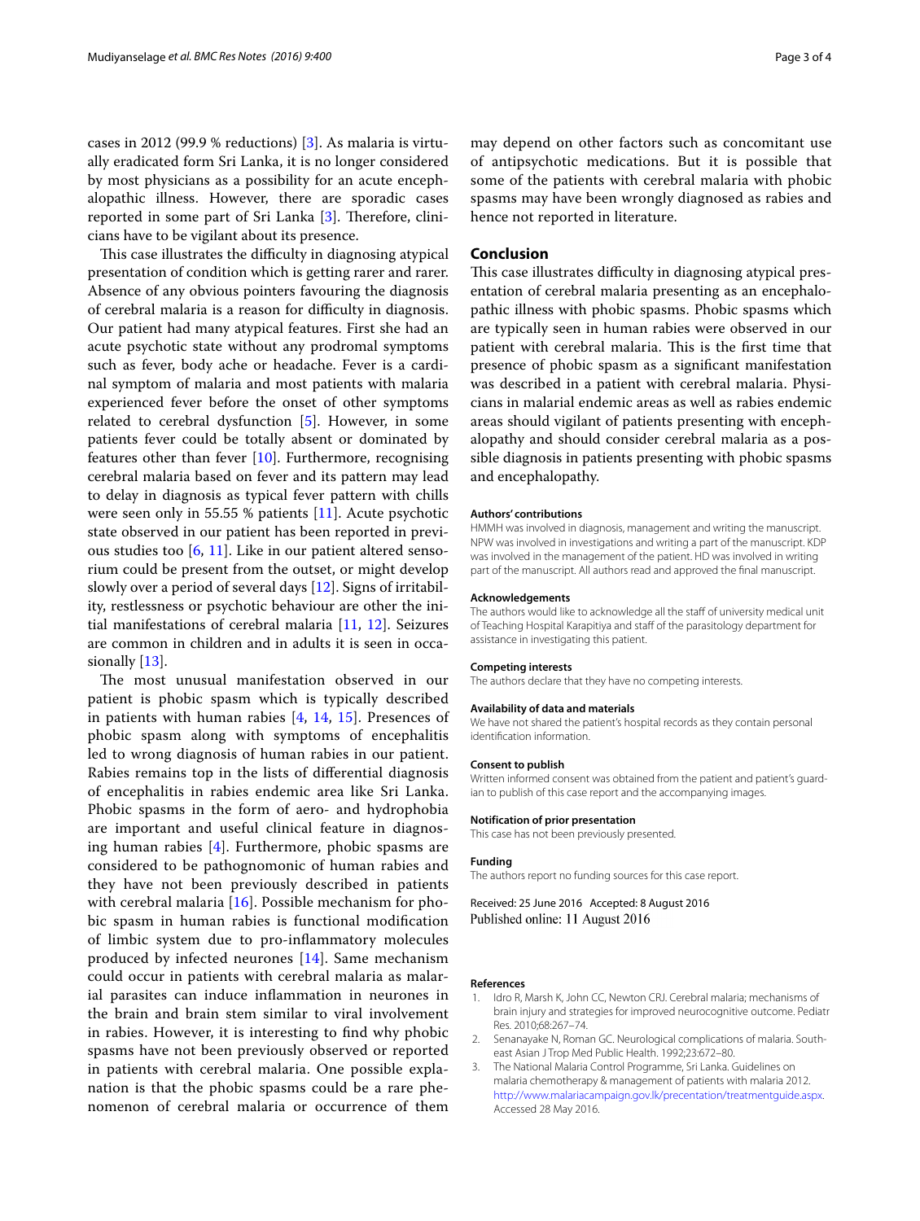cases in 2012 (99.9 % reductions) [3]. As malaria is virtually eradicated form Sri Lanka, it is no longer considered by most physicians as a possibility for an acute encephalopathic illness. However, there are sporadic cases reported in some part of Sri Lanka [3]. Therefore, clinicians have to be vigilant about its presence.

This case illustrates the difficulty in diagnosing atypical presentation of condition which is getting rarer and rarer. Absence of any obvious pointers favouring the diagnosis of cerebral malaria is a reason for difficulty in diagnosis. Our patient had many atypical features. First she had an acute psychotic state without any prodromal symptoms such as fever, body ache or headache. Fever is a cardinal symptom of malaria and most patients with malaria experienced fever before the onset of other symptoms related to cerebral dysfunction [5]. However, in some patients fever could be totally absent or dominated by features other than fever [10]. Furthermore, recognising cerebral malaria based on fever and its pattern may lead to delay in diagnosis as typical fever pattern with chills were seen only in 55.55 % patients [11]. Acute psychotic state observed in our patient has been reported in previous studies too [6, 11]. Like in our patient altered sensorium could be present from the outset, or might develop slowly over a period of several days [12]. Signs of irritability, restlessness or psychotic behaviour are other the initial manifestations of cerebral malaria [11, 12]. Seizures are common in children and in adults it is seen in occasionally [13].

The most unusual manifestation observed in our patient is phobic spasm which is typically described in patients with human rabies [4, 14, 15]. Presences of phobic spasm along with symptoms of encephalitis led to wrong diagnosis of human rabies in our patient. Rabies remains top in the lists of differential diagnosis of encephalitis in rabies endemic area like Sri Lanka. Phobic spasms in the form of aero- and hydrophobia are important and useful clinical feature in diagnosing human rabies [4]. Furthermore, phobic spasms are considered to be pathognomonic of human rabies and they have not been previously described in patients with cerebral malaria [16]. Possible mechanism for phobic spasm in human rabies is functional modification of limbic system due to pro-inflammatory molecules produced by infected neurones [14]. Same mechanism could occur in patients with cerebral malaria as malarial parasites can induce inflammation in neurones in the brain and brain stem similar to viral involvement in rabies. However, it is interesting to find why phobic spasms have not been previously observed or reported in patients with cerebral malaria. One possible explanation is that the phobic spasms could be a rare phenomenon of cerebral malaria or occurrence of them may depend on other factors such as concomitant use of antipsychotic medications. But it is possible that some of the patients with cerebral malaria with phobic spasms may have been wrongly diagnosed as rabies and hence not reported in literature.

## Conclusion

This case illustrates difficulty in diagnosing atypical presentation of cerebral malaria presenting as an encephalopathic illness with phobic spasms. Phobic spasms which are typically seen in human rabies were observed in our patient with cerebral malaria. This is the first time that presence of phobic spasm as a significant manifestation was described in a patient with cerebral malaria. Physicians in malarial endemic areas as well as rabies endemic areas should vigilant of patients presenting with encephalopathy and should consider cerebral malaria as a possible diagnosis in patients presenting with phobic spasms and encephalopathy.

#### Authors' contributions

HMMH was involved in diagnosis, management and writing the manuscript. NPW was involved in investigations and writing a part of the manuscript. KDP was involved in the management of the patient. HD was involved in writing part of the manuscript. All authors read and approved the final manuscript.

#### Acknowledgements

The authors would like to acknowledge all the staff of university medical unit of Teaching Hospital Karapitiya and staff of the parasitology department for assistance in investigating this patient.

#### Competing interests

The authors declare that they have no competing interests.

#### Availability of data and materials

We have not shared the patient's hospital records as they contain personal identification information.

#### Consent to publish

Written informed consent was obtained from the patient and patient's guardian to publish of this case report and the accompanying images.

#### Notification of prior presentation

This case has not been previously presented.

#### Funding

The authors report no funding sources for this case report.

Received: 25 June 2016 Accepted: 8 August 2016
Published online: 11 August 2016

#### References

1. Idro R, Marsh K, John CC, Newton CRJ. Cerebral malaria; mechanisms of brain injury and strategies for improved neurocognitive outcome. Pediatr Res. 2010;68:267–74.
2. Senanayake N, Roman GC. Neurological complications of malaria. Southeast Asian J Trop Med Public Health. 1992;23:672–80.
3. The National Malaria Control Programme, Sri Lanka. Guidelines on malaria chemotherapy & management of patients with malaria 2012. http://www.malariacampaign.gov.lk/precentation/treatmentguide.aspx. Accessed 28 May 2016.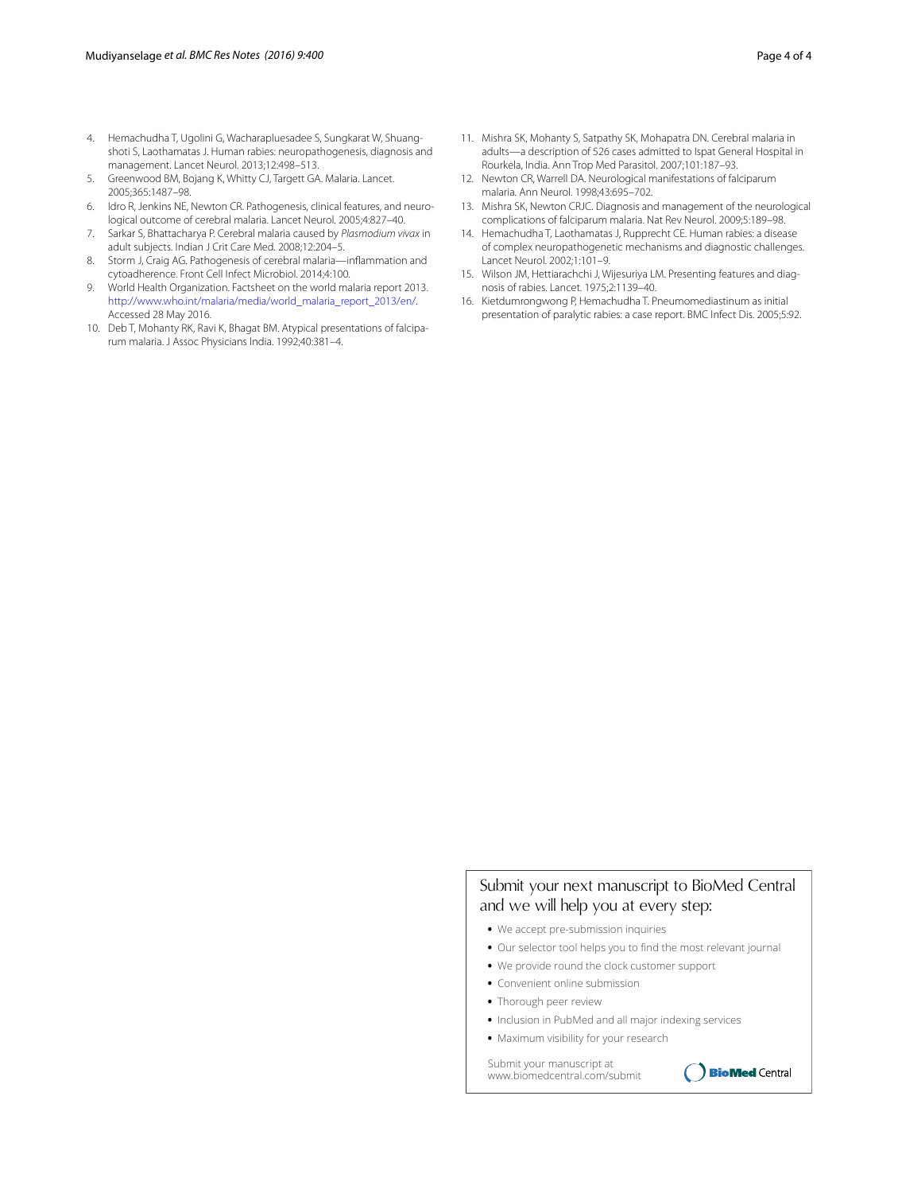4. Hemachudha T, Ugolini G, Wacharapluesadee S, Sungkarat W, Shuangshoti S, Laothamatas J. Human rabies: neuropathogenesis, diagnosis and management. Lancet Neurol. 2013;12:498–513.
5. Greenwood BM, Bojang K, Whitty CJ, Targett GA. Malaria. Lancet. 2005;365:1487–98.
6. Idro R, Jenkins NE, Newton CR. Pathogenesis, clinical features, and neurological outcome of cerebral malaria. Lancet Neurol. 2005;4:827–40.
7. Sarkar S, Bhattacharya P. Cerebral malaria caused by *Plasmodium vivax* in adult subjects. Indian J Crit Care Med. 2008;12:204–5.
8. Storm J, Craig AG. Pathogenesis of cerebral malaria—inflammation and cytoadherence. Front Cell Infect Microbiol. 2014;4:100.
9. World Health Organization. Factsheet on the world malaria report 2013. http://www.who.int/malaria/media/world_malaria_report_2013/en/. Accessed 28 May 2016.
10. Deb T, Mohanty RK, Ravi K, Bhagat BM. Atypical presentations of falciparum malaria. J Assoc Physicians India. 1992;40:381–4.
11. Mishra SK, Mohanty S, Satpathy SK, Mohapatra DN. Cerebral malaria in adults—a description of 526 cases admitted to Ispat General Hospital in Rourkela, India. Ann Trop Med Parasitol. 2007;101:187–93.
12. Newton CR, Warrell DA. Neurological manifestations of falciparum malaria. Ann Neurol. 1998;43:695–702.
13. Mishra SK, Newton CRJC. Diagnosis and management of the neurological complications of falciparum malaria. Nat Rev Neurol. 2009;5:189–98.
14. Hemachudha T, Laothamatas J, Rupprecht CE. Human rabies: a disease of complex neuropathogenetic mechanisms and diagnostic challenges. Lancet Neurol. 2002;1:101–9.
15. Wilson JM, Hettiarachchi J, Wijesuriya LM. Presenting features and diagnosis of rabies. Lancet. 1975;2:1139–40.
16. Kietdumrongwong P, Hemachudha T. Pneumomediastinum as initial presentation of paralytic rabies: a case report. BMC Infect Dis. 2005;5:92.

Submit your next manuscript to BioMed Central and we will help you at every step:

- We accept pre-submission inquiries
- Our selector tool helps you to find the most relevant journal
- We provide round the clock customer support
- Convenient online submission
- Thorough peer review
- Inclusion in PubMed and all major indexing services
- Maximum visibility for your research

Submit your manuscript at www.biomedcentral.com/submit

BioMed Central